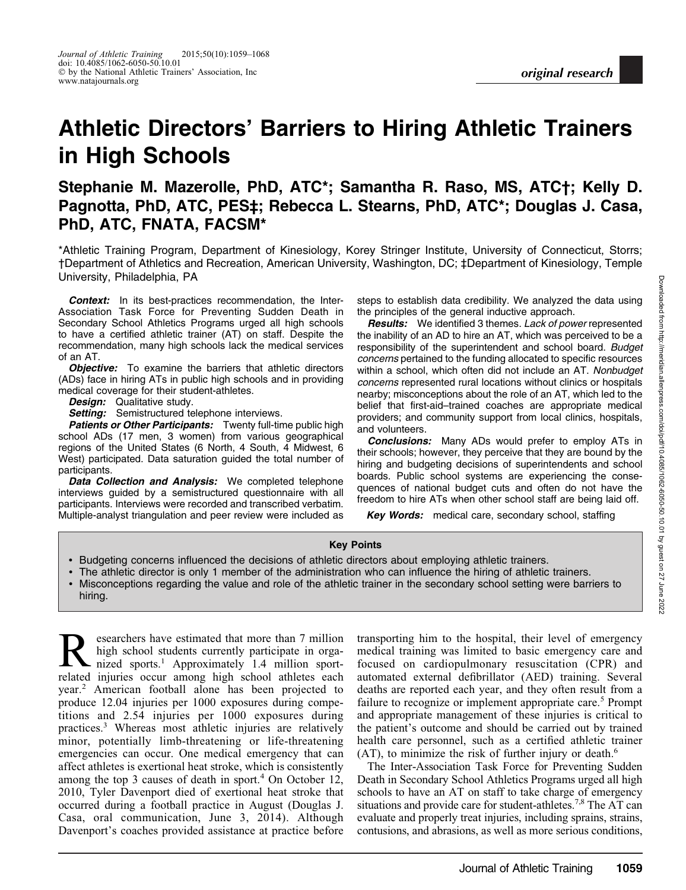original research

# Athletic Directors' Barriers to Hiring Athletic Trainers in High Schools

**Stephanie M. Mazerolle, PhD, ATC\*; Samantha R. Raso, MS, ATC†; Kelly D. Pagnotta, PhD, ATC, PES‡; Rebecca L. Stearns, PhD, ATC\*; Douglas J. Casa, PhD, ATC, FNATA, FACSM\***

\*Athletic Training Program, Department of Kinesiology, Korey Stringer Institute, University of Connecticut, Storrs; †Department of Athletics and Recreation, American University, Washington, DC; ‡Department of Kinesiology, Temple University, Philadelphia, PA

***Context:*** In its best-practices recommendation, the Inter-Association Task Force for Preventing Sudden Death in Secondary School Athletics Programs urged all high schools to have a certified athletic trainer (AT) on staff. Despite the recommendation, many high schools lack the medical services of an AT.

***Objective:*** To examine the barriers that athletic directors (ADs) face in hiring ATs in public high schools and in providing medical coverage for their student-athletes.

***Design:*** Qualitative study.

***Setting:*** Semistructured telephone interviews.

***Patients or Other Participants:*** Twenty full-time public high school ADs (17 men, 3 women) from various geographical regions of the United States (6 North, 4 South, 4 Midwest, 6 West) participated. Data saturation guided the total number of participants.

***Data Collection and Analysis:*** We completed telephone interviews guided by a semistructured questionnaire with all participants. Interviews were recorded and transcribed verbatim. Multiple-analyst triangulation and peer review were included as steps to establish data credibility. We analyzed the data using the principles of the general inductive approach.

***Results:*** We identified 3 themes. *Lack of power* represented the inability of an AD to hire an AT, which was perceived to be a responsibility of the superintendent and school board. *Budget concerns* pertained to the funding allocated to specific resources within a school, which often did not include an AT. *Nonbudget concerns* represented rural locations without clinics or hospitals nearby; misconceptions about the role of an AT, which led to the belief that first-aid–trained coaches are appropriate medical providers; and community support from local clinics, hospitals, and volunteers.

***Conclusions:*** Many ADs would prefer to employ ATs in their schools; however, they perceive that they are bound by the hiring and budgeting decisions of superintendents and school boards. Public school systems are experiencing the consequences of national budget cuts and often do not have the freedom to hire ATs when other school staff are being laid off.

***Key Words:*** medical care, secondary school, staffing

**Key Points**

- Budgeting concerns influenced the decisions of athletic directors about employing athletic trainers.
- The athletic director is only 1 member of the administration who can influence the hiring of athletic trainers.
- Misconceptions regarding the value and role of the athletic trainer in the secondary school setting were barriers to hiring.

Researchers have estimated that more than 7 million high school students currently participate in organized sports.[1] Approximately 1.4 million sport-related injuries occur among high school athletes each year.[2] American football alone has been projected to produce 12.04 injuries per 1000 exposures during competitions and 2.54 injuries per 1000 exposures during practices.[3] Whereas most athletic injuries are relatively minor, potentially limb-threatening or life-threatening emergencies can occur. One medical emergency that can affect athletes is exertional heat stroke, which is consistently among the top 3 causes of death in sport.[4] On October 12, 2010, Tyler Davenport died of exertional heat stroke that occurred during a football practice in August (Douglas J. Casa, oral communication, June 3, 2014). Although Davenport's coaches provided assistance at practice before transporting him to the hospital, their level of emergency medical training was limited to basic emergency care and focused on cardiopulmonary resuscitation (CPR) and automated external defibrillator (AED) training. Several deaths are reported each year, and they often result from a failure to recognize or implement appropriate care.[5] Prompt and appropriate management of these injuries is critical to the patient's outcome and should be carried out by trained health care personnel, such as a certified athletic trainer (AT), to minimize the risk of further injury or death.[6]

The Inter-Association Task Force for Preventing Sudden Death in Secondary School Athletics Programs urged all high schools to have an AT on staff to take charge of emergency situations and provide care for student-athletes.[7,8] The AT can evaluate and properly treat injuries, including sprains, strains, contusions, and abrasions, as well as more serious conditions,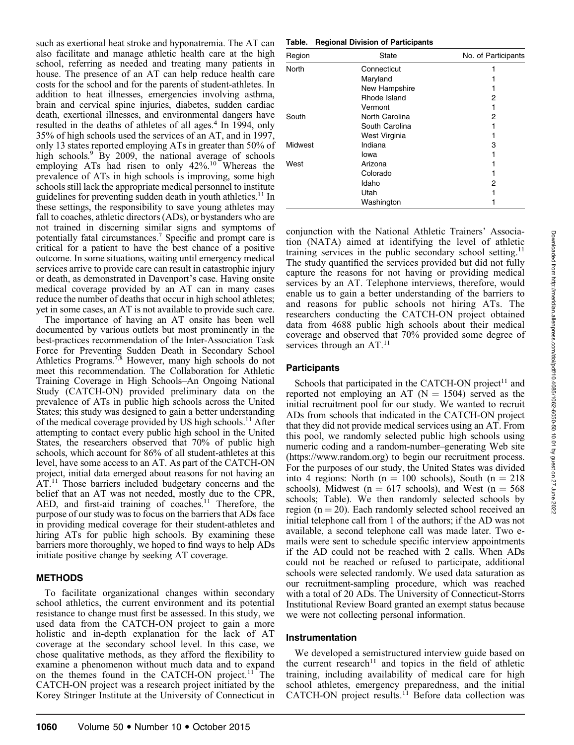such as exertional heat stroke and hyponatremia. The AT can also facilitate and manage athletic health care at the high school, referring as needed and treating many patients in house. The presence of an AT can help reduce health care costs for the school and for the parents of student-athletes. In addition to heat illnesses, emergencies involving asthma, brain and cervical spine injuries, diabetes, sudden cardiac death, exertional illnesses, and environmental dangers have resulted in the deaths of athletes of all ages.[4] In 1994, only 35% of high schools used the services of an AT, and in 1997, only 13 states reported employing ATs in greater than 50% of high schools.[9] By 2009, the national average of schools employing ATs had risen to only 42%.[10] Whereas the prevalence of ATs in high schools is improving, some high schools still lack the appropriate medical personnel to institute guidelines for preventing sudden death in youth athletics.[11] In these settings, the responsibility to save young athletes may fall to coaches, athletic directors (ADs), or bystanders who are not trained in discerning similar signs and symptoms of potentially fatal circumstances.[7] Specific and prompt care is critical for a patient to have the best chance of a positive outcome. In some situations, waiting until emergency medical services arrive to provide care can result in catastrophic injury or death, as demonstrated in Davenport's case. Having onsite medical coverage provided by an AT can in many cases reduce the number of deaths that occur in high school athletes; yet in some cases, an AT is not available to provide such care.

The importance of having an AT onsite has been well documented by various outlets but most prominently in the best-practices recommendation of the Inter-Association Task Force for Preventing Sudden Death in Secondary School Athletics Programs.[7,8] However, many high schools do not meet this recommendation. The Collaboration for Athletic Training Coverage in High Schools–An Ongoing National Study (CATCH-ON) provided preliminary data on the prevalence of ATs in public high schools across the United States; this study was designed to gain a better understanding of the medical coverage provided by US high schools.[11] After attempting to contact every public high school in the United States, the researchers observed that 70% of public high schools, which account for 86% of all student-athletes at this level, have some access to an AT. As part of the CATCH-ON project, initial data emerged about reasons for not having an AT.[11] Those barriers included budgetary concerns and the belief that an AT was not needed, mostly due to the CPR, AED, and first-aid training of coaches.[11] Therefore, the purpose of our study was to focus on the barriers that ADs face in providing medical coverage for their student-athletes and hiring ATs for public high schools. By examining these barriers more thoroughly, we hoped to find ways to help ADs initiate positive change by seeking AT coverage.

## METHODS

To facilitate organizational changes within secondary school athletics, the current environment and its potential resistance to change must first be assessed. In this study, we used data from the CATCH-ON project to gain a more holistic and in-depth explanation for the lack of AT coverage at the secondary school level. In this case, we chose qualitative methods, as they afford the flexibility to examine a phenomenon without much data and to expand on the themes found in the CATCH-ON project.[11] The CATCH-ON project was a research project initiated by the Korey Stringer Institute at the University of Connecticut in conjunction with the National Athletic Trainers' Association (NATA) aimed at identifying the level of athletic training services in the public secondary school setting.[11] The study quantified the services provided but did not fully capture the reasons for not having or providing medical services by an AT. Telephone interviews, therefore, would enable us to gain a better understanding of the barriers to and reasons for public schools not hiring ATs. The researchers conducting the CATCH-ON project obtained data from 4688 public high schools about their medical coverage and observed that 70% provided some degree of services through an AT.[11]

**Table. Regional Division of Participants**

| Region | State | No. of Participants |
|---|---|---|
| North | Connecticut | 1 |
| | Maryland | 1 |
| | New Hampshire | 1 |
| | Rhode Island | 2 |
| | Vermont | 1 |
| South | North Carolina | 2 |
| | South Carolina | 1 |
| | West Virginia | 1 |
| Midwest | Indiana | 3 |
| | Iowa | 1 |
| West | Arizona | 1 |
| | Colorado | 1 |
| | Idaho | 2 |
| | Utah | 1 |
| | Washington | 1 |

### Participants

Schools that participated in the CATCH-ON project[11] and reported not employing an AT (N = 1504) served as the initial recruitment pool for our study. We wanted to recruit ADs from schools that indicated in the CATCH-ON project that they did not provide medical services using an AT. From this pool, we randomly selected public high schools using numeric coding and a random-number–generating Web site (https://www.random.org) to begin our recruitment process. For the purposes of our study, the United States was divided into 4 regions: North (n = 100 schools), South (n = 218 schools), Midwest (n = 617 schools), and West (n = 568 schools; Table). We then randomly selected schools by region (n = 20). Each randomly selected school received an initial telephone call from 1 of the authors; if the AD was not available, a second telephone call was made later. Two e-mails were sent to schedule specific interview appointments if the AD could not be reached with 2 calls. When ADs could not be reached or refused to participate, additional schools were selected randomly. We used data saturation as our recruitment-sampling procedure, which was reached with a total of 20 ADs. The University of Connecticut-Storrs Institutional Review Board granted an exempt status because we were not collecting personal information.

### Instrumentation

We developed a semistructured interview guide based on the current research[11] and topics in the field of athletic training, including availability of medical care for high school athletes, emergency preparedness, and the initial CATCH-ON project results.[11] Before data collection was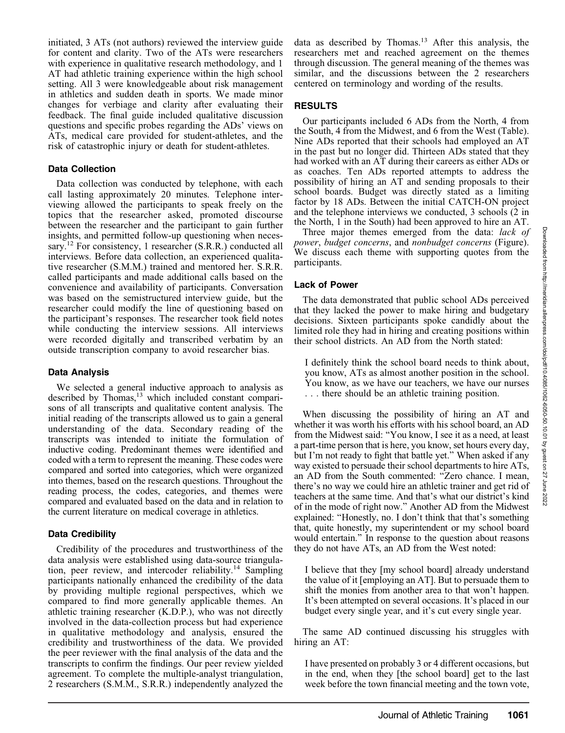initiated, 3 ATs (not authors) reviewed the interview guide for content and clarity. Two of the ATs were researchers with experience in qualitative research methodology, and 1 AT had athletic training experience within the high school setting. All 3 were knowledgeable about risk management in athletics and sudden death in sports. We made minor changes for verbiage and clarity after evaluating their feedback. The final guide included qualitative discussion questions and specific probes regarding the ADs' views on ATs, medical care provided for student-athletes, and the risk of catastrophic injury or death for student-athletes.

### Data Collection

Data collection was conducted by telephone, with each call lasting approximately 20 minutes. Telephone interviewing allowed the participants to speak freely on the topics that the researcher asked, promoted discourse between the researcher and the participant to gain further insights, and permitted follow-up questioning when necessary.[12] For consistency, 1 researcher (S.R.R.) conducted all interviews. Before data collection, an experienced qualitative researcher (S.M.M.) trained and mentored her. S.R.R. called participants and made additional calls based on the convenience and availability of participants. Conversation was based on the semistructured interview guide, but the researcher could modify the line of questioning based on the participant's responses. The researcher took field notes while conducting the interview sessions. All interviews were recorded digitally and transcribed verbatim by an outside transcription company to avoid researcher bias.

### Data Analysis

We selected a general inductive approach to analysis as described by Thomas,[13] which included constant comparisons of all transcripts and qualitative content analysis. The initial reading of the transcripts allowed us to gain a general understanding of the data. Secondary reading of the transcripts was intended to initiate the formulation of inductive coding. Predominant themes were identified and coded with a term to represent the meaning. These codes were compared and sorted into categories, which were organized into themes, based on the research questions. Throughout the reading process, the codes, categories, and themes were compared and evaluated based on the data and in relation to the current literature on medical coverage in athletics.

### Data Credibility

Credibility of the procedures and trustworthiness of the data analysis were established using data-source triangulation, peer review, and intercoder reliability.[14] Sampling participants nationally enhanced the credibility of the data by providing multiple regional perspectives, which we compared to find more generally applicable themes. An athletic training researcher (K.D.P.), who was not directly involved in the data-collection process but had experience in qualitative methodology and analysis, ensured the credibility and trustworthiness of the data. We provided the peer reviewer with the final analysis of the data and the transcripts to confirm the findings. Our peer review yielded agreement. To complete the multiple-analyst triangulation, 2 researchers (S.M.M., S.R.R.) independently analyzed the data as described by Thomas.[13] After this analysis, the researchers met and reached agreement on the themes through discussion. The general meaning of the themes was similar, and the discussions between the 2 researchers centered on terminology and wording of the results.

## RESULTS

Our participants included 6 ADs from the North, 4 from the South, 4 from the Midwest, and 6 from the West (Table). Nine ADs reported that their schools had employed an AT in the past but no longer did. Thirteen ADs stated that they had worked with an AT during their careers as either ADs or as coaches. Ten ADs reported attempts to address the possibility of hiring an AT and sending proposals to their school boards. Budget was directly stated as a limiting factor by 18 ADs. Between the initial CATCH-ON project and the telephone interviews we conducted, 3 schools (2 in the North, 1 in the South) had been approved to hire an AT.

Three major themes emerged from the data: *lack of power*, *budget concerns*, and *nonbudget concerns* (Figure). We discuss each theme with supporting quotes from the participants.

### Lack of Power

The data demonstrated that public school ADs perceived that they lacked the power to make hiring and budgetary decisions. Sixteen participants spoke candidly about the limited role they had in hiring and creating positions within their school districts. An AD from the North stated:

> I definitely think the school board needs to think about, you know, ATs as almost another position in the school. You know, as we have our teachers, we have our nurses . . . there should be an athletic training position.

When discussing the possibility of hiring an AT and whether it was worth his efforts with his school board, an AD from the Midwest said: "You know, I see it as a need, at least a part-time person that is here, you know, set hours every day, but I'm not ready to fight that battle yet." When asked if any way existed to persuade their school departments to hire ATs, an AD from the South commented: "Zero chance. I mean, there's no way we could hire an athletic trainer and get rid of teachers at the same time. And that's what our district's kind of in the mode of right now." Another AD from the Midwest explained: "Honestly, no. I don't think that that's something that, quite honestly, my superintendent or my school board would entertain." In response to the question about reasons they do not have ATs, an AD from the West noted:

> I believe that they [my school board] already understand the value of it [employing an AT]. But to persuade them to shift the monies from another area to that won't happen. It's been attempted on several occasions. It's placed in our budget every single year, and it's cut every single year.

The same AD continued discussing his struggles with hiring an AT:

> I have presented on probably 3 or 4 different occasions, but in the end, when they [the school board] get to the last week before the town financial meeting and the town vote,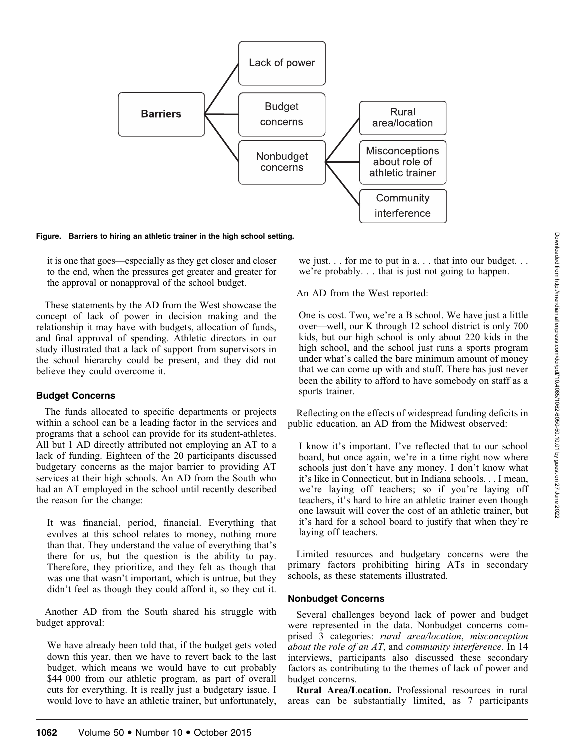Figure. Barriers to hiring an athletic trainer in the high school setting.

> it is one that goes—especially as they get closer and closer to the end, when the pressures get greater and greater for the approval or nonapproval of the school budget.

These statements by the AD from the West showcase the concept of lack of power in decision making and the relationship it may have with budgets, allocation of funds, and final approval of spending. Athletic directors in our study illustrated that a lack of support from supervisors in the school hierarchy could be present, and they did not believe they could overcome it.

### Budget Concerns

The funds allocated to specific departments or projects within a school can be a leading factor in the services and programs that a school can provide for its student-athletes. All but 1 AD directly attributed not employing an AT to a lack of funding. Eighteen of the 20 participants discussed budgetary concerns as the major barrier to providing AT services at their high schools. An AD from the South who had an AT employed in the school until recently described the reason for the change:

> It was financial, period, financial. Everything that evolves at this school relates to money, nothing more than that. They understand the value of everything that's there for us, but the question is the ability to pay. Therefore, they prioritize, and they felt as though that was one that wasn't important, which is untrue, but they didn't feel as though they could afford it, so they cut it.

Another AD from the South shared his struggle with budget approval:

> We have already been told that, if the budget gets voted down this year, then we have to revert back to the last budget, which means we would have to cut probably $44 000 from our athletic program, as part of overall cuts for everything. It is really just a budgetary issue. I would love to have an athletic trainer, but unfortunately, we just. . . for me to put in a. . . that into our budget. . . we're probably. . . that is just not going to happen.

An AD from the West reported:

> One is cost. Two, we're a B school. We have just a little over—well, our K through 12 school district is only 700 kids, but our high school is only about 220 kids in the high school, and the school just runs a sports program under what's called the bare minimum amount of money that we can come up with and stuff. There has just never been the ability to afford to have somebody on staff as a sports trainer.

Reflecting on the effects of widespread funding deficits in public education, an AD from the Midwest observed:

> I know it's important. I've reflected that to our school board, but once again, we're in a time right now where schools just don't have any money. I don't know what it's like in Connecticut, but in Indiana schools. . . I mean, we're laying off teachers; so if you're laying off teachers, it's hard to hire an athletic trainer even though one lawsuit will cover the cost of an athletic trainer, but it's hard for a school board to justify that when they're laying off teachers.

Limited resources and budgetary concerns were the primary factors prohibiting hiring ATs in secondary schools, as these statements illustrated.

### Nonbudget Concerns

Several challenges beyond lack of power and budget were represented in the data. Nonbudget concerns comprised 3 categories: *rural area/location*, *misconception about the role of an AT*, and *community interference*. In 14 interviews, participants also discussed these secondary factors as contributing to the themes of lack of power and budget concerns.

**Rural Area/Location.** Professional resources in rural areas can be substantially limited, as 7 participants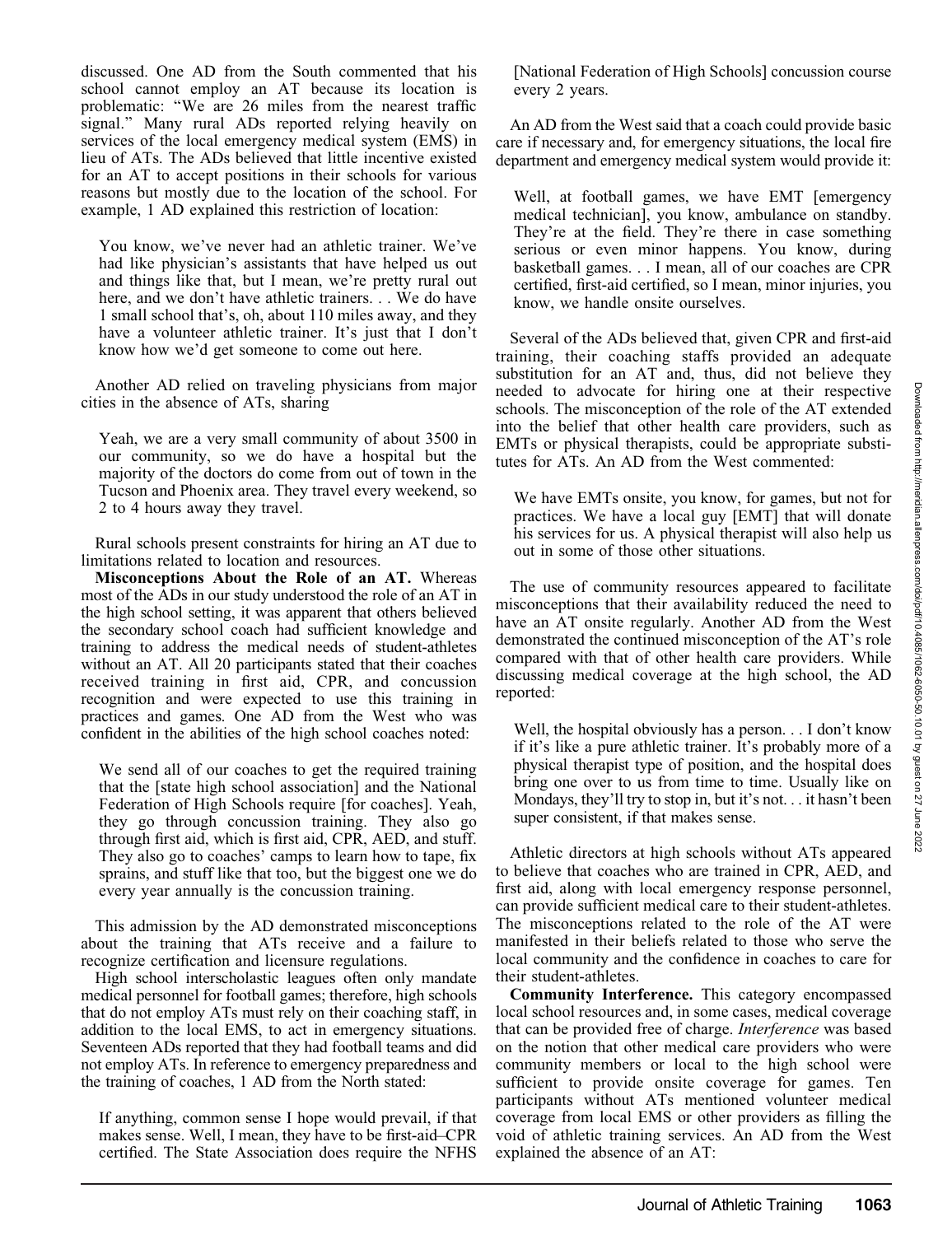discussed. One AD from the South commented that his school cannot employ an AT because its location is problematic: "We are 26 miles from the nearest traffic signal." Many rural ADs reported relying heavily on services of the local emergency medical system (EMS) in lieu of ATs. The ADs believed that little incentive existed for an AT to accept positions in their schools for various reasons but mostly due to the location of the school. For example, 1 AD explained this restriction of location:

> You know, we've never had an athletic trainer. We've had like physician's assistants that have helped us out and things like that, but I mean, we're pretty rural out here, and we don't have athletic trainers. . . We do have 1 small school that's, oh, about 110 miles away, and they have a volunteer athletic trainer. It's just that I don't know how we'd get someone to come out here.

Another AD relied on traveling physicians from major cities in the absence of ATs, sharing

> Yeah, we are a very small community of about 3500 in our community, so we do have a hospital but the majority of the doctors do come from out of town in the Tucson and Phoenix area. They travel every weekend, so 2 to 4 hours away they travel.

Rural schools present constraints for hiring an AT due to limitations related to location and resources.

**Misconceptions About the Role of an AT.** Whereas most of the ADs in our study understood the role of an AT in the high school setting, it was apparent that others believed the secondary school coach had sufficient knowledge and training to address the medical needs of student-athletes without an AT. All 20 participants stated that their coaches received training in first aid, CPR, and concussion recognition and were expected to use this training in practices and games. One AD from the West who was confident in the abilities of the high school coaches noted:

> We send all of our coaches to get the required training that the [state high school association] and the National Federation of High Schools require [for coaches]. Yeah, they go through concussion training. They also go through first aid, which is first aid, CPR, AED, and stuff. They also go to coaches' camps to learn how to tape, fix sprains, and stuff like that too, but the biggest one we do every year annually is the concussion training.

This admission by the AD demonstrated misconceptions about the training that ATs receive and a failure to recognize certification and licensure regulations.

High school interscholastic leagues often only mandate medical personnel for football games; therefore, high schools that do not employ ATs must rely on their coaching staff, in addition to the local EMS, to act in emergency situations. Seventeen ADs reported that they had football teams and did not employ ATs. In reference to emergency preparedness and the training of coaches, 1 AD from the North stated:

> If anything, common sense I hope would prevail, if that makes sense. Well, I mean, they have to be first-aid–CPR certified. The State Association does require the NFHS [National Federation of High Schools] concussion course every 2 years.

An AD from the West said that a coach could provide basic care if necessary and, for emergency situations, the local fire department and emergency medical system would provide it:

> Well, at football games, we have EMT [emergency medical technician], you know, ambulance on standby. They're at the field. They're there in case something serious or even minor happens. You know, during basketball games. . . I mean, all of our coaches are CPR certified, first-aid certified, so I mean, minor injuries, you know, we handle onsite ourselves.

Several of the ADs believed that, given CPR and first-aid training, their coaching staffs provided an adequate substitution for an AT and, thus, did not believe they needed to advocate for hiring one at their respective schools. The misconception of the role of the AT extended into the belief that other health care providers, such as EMTs or physical therapists, could be appropriate substitutes for ATs. An AD from the West commented:

> We have EMTs onsite, you know, for games, but not for practices. We have a local guy [EMT] that will donate his services for us. A physical therapist will also help us out in some of those other situations.

The use of community resources appeared to facilitate misconceptions that their availability reduced the need to have an AT onsite regularly. Another AD from the West demonstrated the continued misconception of the AT's role compared with that of other health care providers. While discussing medical coverage at the high school, the AD reported:

> Well, the hospital obviously has a person. . . I don't know if it's like a pure athletic trainer. It's probably more of a physical therapist type of position, and the hospital does bring one over to us from time to time. Usually like on Mondays, they'll try to stop in, but it's not. . . it hasn't been super consistent, if that makes sense.

Athletic directors at high schools without ATs appeared to believe that coaches who are trained in CPR, AED, and first aid, along with local emergency response personnel, can provide sufficient medical care to their student-athletes. The misconceptions related to the role of the AT were manifested in their beliefs related to those who serve the local community and the confidence in coaches to care for their student-athletes.

**Community Interference.** This category encompassed local school resources and, in some cases, medical coverage that can be provided free of charge. *Interference* was based on the notion that other medical care providers who were community members or local to the high school were sufficient to provide onsite coverage for games. Ten participants without ATs mentioned volunteer medical coverage from local EMS or other providers as filling the void of athletic training services. An AD from the West explained the absence of an AT: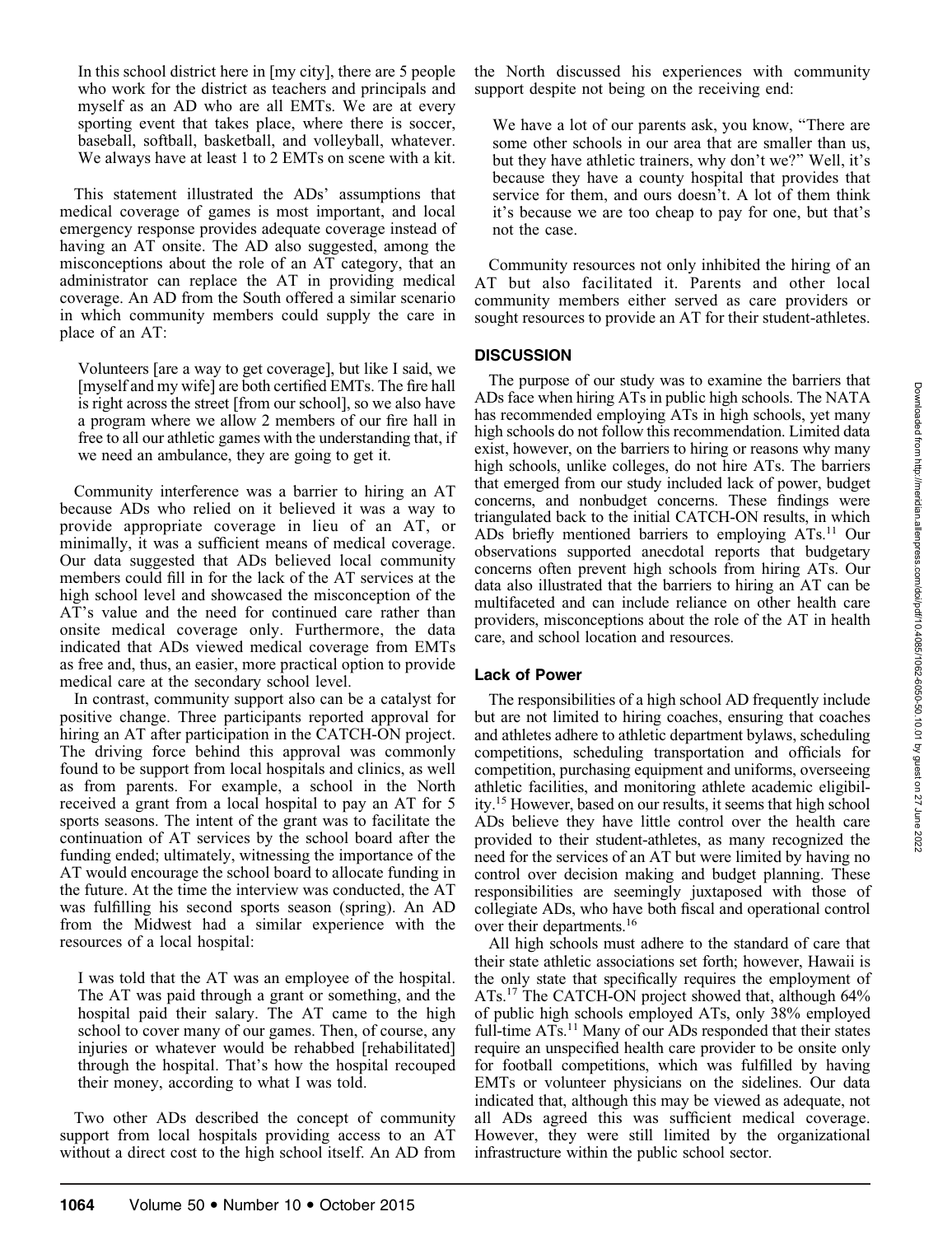In this school district here in [my city], there are 5 people who work for the district as teachers and principals and myself as an AD who are all EMTs. We are at every sporting event that takes place, where there is soccer, baseball, softball, basketball, and volleyball, whatever. We always have at least 1 to 2 EMTs on scene with a kit.

This statement illustrated the ADs' assumptions that medical coverage of games is most important, and local emergency response provides adequate coverage instead of having an AT onsite. The AD also suggested, among the misconceptions about the role of an AT category, that an administrator can replace the AT in providing medical coverage. An AD from the South offered a similar scenario in which community members could supply the care in place of an AT:

Volunteers [are a way to get coverage], but like I said, we [myself and my wife] are both certified EMTs. The fire hall is right across the street [from our school], so we also have a program where we allow 2 members of our fire hall in free to all our athletic games with the understanding that, if we need an ambulance, they are going to get it.

Community interference was a barrier to hiring an AT because ADs who relied on it believed it was a way to provide appropriate coverage in lieu of an AT, or minimally, it was a sufficient means of medical coverage. Our data suggested that ADs believed local community members could fill in for the lack of the AT services at the high school level and showcased the misconception of the AT's value and the need for continued care rather than onsite medical coverage only. Furthermore, the data indicated that ADs viewed medical coverage from EMTs as free and, thus, an easier, more practical option to provide medical care at the secondary school level.

In contrast, community support also can be a catalyst for positive change. Three participants reported approval for hiring an AT after participation in the CATCH-ON project. The driving force behind this approval was commonly found to be support from local hospitals and clinics, as well as from parents. For example, a school in the North received a grant from a local hospital to pay an AT for 5 sports seasons. The intent of the grant was to facilitate the continuation of AT services by the school board after the funding ended; ultimately, witnessing the importance of the AT would encourage the school board to allocate funding in the future. At the time the interview was conducted, the AT was fulfilling his second sports season (spring). An AD from the Midwest had a similar experience with the resources of a local hospital:

I was told that the AT was an employee of the hospital. The AT was paid through a grant or something, and the hospital paid their salary. The AT came to the high school to cover many of our games. Then, of course, any injuries or whatever would be rehabbed [rehabilitated] through the hospital. That's how the hospital recouped their money, according to what I was told.

Two other ADs described the concept of community support from local hospitals providing access to an AT without a direct cost to the high school itself. An AD from the North discussed his experiences with community support despite not being on the receiving end:

We have a lot of our parents ask, you know, "There are some other schools in our area that are smaller than us, but they have athletic trainers, why don't we?" Well, it's because they have a county hospital that provides that service for them, and ours doesn't. A lot of them think it's because we are too cheap to pay for one, but that's not the case.

Community resources not only inhibited the hiring of an AT but also facilitated it. Parents and other local community members either served as care providers or sought resources to provide an AT for their student-athletes.

## DISCUSSION

The purpose of our study was to examine the barriers that ADs face when hiring ATs in public high schools. The NATA has recommended employing ATs in high schools, yet many high schools do not follow this recommendation. Limited data exist, however, on the barriers to hiring or reasons why many high schools, unlike colleges, do not hire ATs. The barriers that emerged from our study included lack of power, budget concerns, and nonbudget concerns. These findings were triangulated back to the initial CATCH-ON results, in which ADs briefly mentioned barriers to employing ATs.[11] Our observations supported anecdotal reports that budgetary concerns often prevent high schools from hiring ATs. Our data also illustrated that the barriers to hiring an AT can be multifaceted and can include reliance on other health care providers, misconceptions about the role of the AT in health care, and school location and resources.

### Lack of Power

The responsibilities of a high school AD frequently include but are not limited to hiring coaches, ensuring that coaches and athletes adhere to athletic department bylaws, scheduling competitions, scheduling transportation and officials for competition, purchasing equipment and uniforms, overseeing athletic facilities, and monitoring athlete academic eligibility.[15] However, based on our results, it seems that high school ADs believe they have little control over the health care provided to their student-athletes, as many recognized the need for the services of an AT but were limited by having no control over decision making and budget planning. These responsibilities are seemingly juxtaposed with those of collegiate ADs, who have both fiscal and operational control over their departments.[16]

All high schools must adhere to the standard of care that their state athletic associations set forth; however, Hawaii is the only state that specifically requires the employment of ATs.[17] The CATCH-ON project showed that, although 64% of public high schools employed ATs, only 38% employed full-time ATs.[11] Many of our ADs responded that their states require an unspecified health care provider to be onsite only for football competitions, which was fulfilled by having EMTs or volunteer physicians on the sidelines. Our data indicated that, although this may be viewed as adequate, not all ADs agreed this was sufficient medical coverage. However, they were still limited by the organizational infrastructure within the public school sector.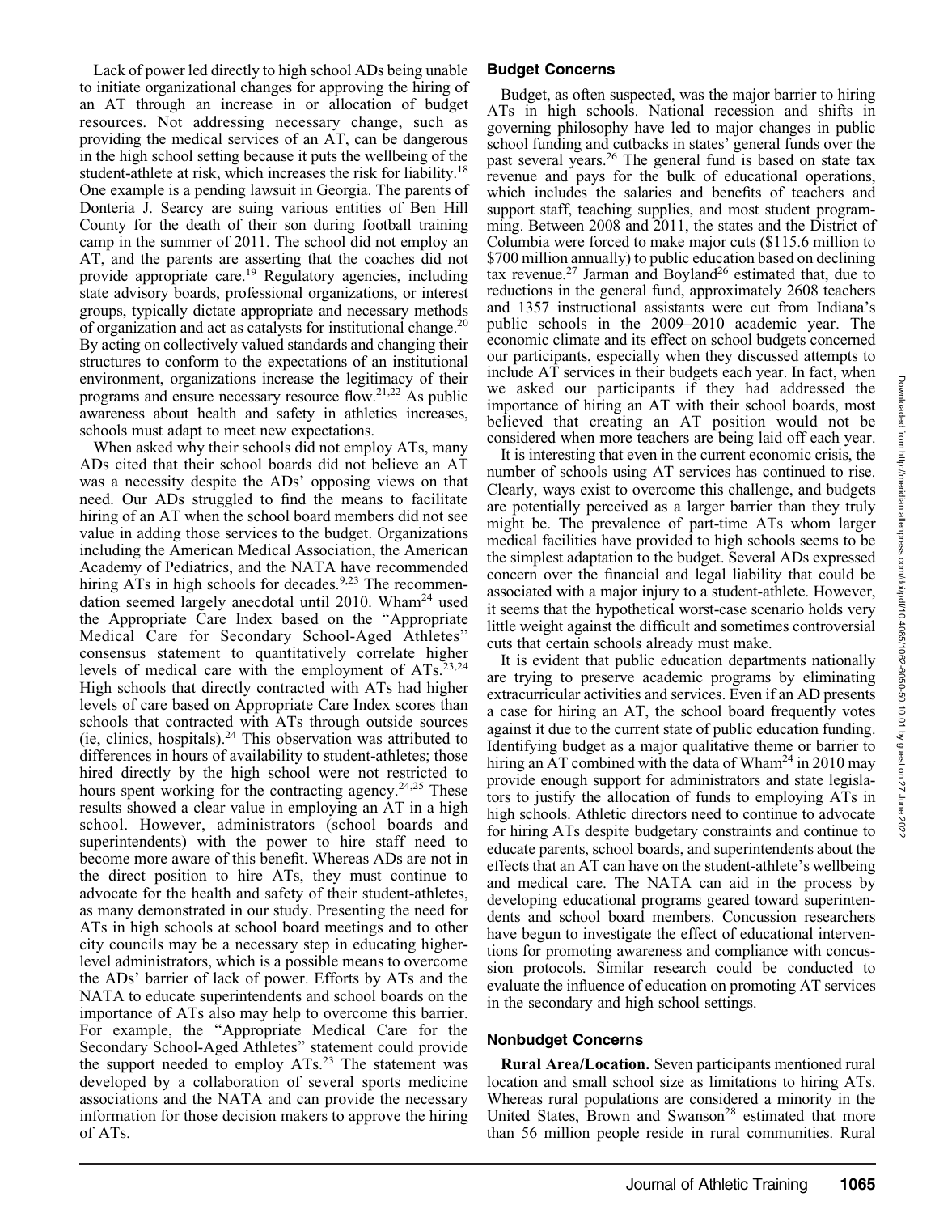Lack of power led directly to high school ADs being unable to initiate organizational changes for approving the hiring of an AT through an increase in or allocation of budget resources. Not addressing necessary change, such as providing the medical services of an AT, can be dangerous in the high school setting because it puts the wellbeing of the student-athlete at risk, which increases the risk for liability.[18] One example is a pending lawsuit in Georgia. The parents of Donteria J. Searcy are suing various entities of Ben Hill County for the death of their son during football training camp in the summer of 2011. The school did not employ an AT, and the parents are asserting that the coaches did not provide appropriate care.[19] Regulatory agencies, including state advisory boards, professional organizations, or interest groups, typically dictate appropriate and necessary methods of organization and act as catalysts for institutional change.[20] By acting on collectively valued standards and changing their structures to conform to the expectations of an institutional environment, organizations increase the legitimacy of their programs and ensure necessary resource flow.[21,22] As public awareness about health and safety in athletics increases, schools must adapt to meet new expectations.

When asked why their schools did not employ ATs, many ADs cited that their school boards did not believe an AT was a necessity despite the ADs' opposing views on that need. Our ADs struggled to find the means to facilitate hiring of an AT when the school board members did not see value in adding those services to the budget. Organizations including the American Medical Association, the American Academy of Pediatrics, and the NATA have recommended hiring ATs in high schools for decades.[9,23] The recommendation seemed largely anecdotal until 2010. Wham[24] used the Appropriate Care Index based on the "Appropriate Medical Care for Secondary School-Aged Athletes" consensus statement to quantitatively correlate higher levels of medical care with the employment of ATs.[23,24] High schools that directly contracted with ATs had higher levels of care based on Appropriate Care Index scores than schools that contracted with ATs through outside sources (ie, clinics, hospitals).[24] This observation was attributed to differences in hours of availability to student-athletes; those hired directly by the high school were not restricted to hours spent working for the contracting agency.[24,25] These results showed a clear value in employing an AT in a high school. However, administrators (school boards and superintendents) with the power to hire staff need to become more aware of this benefit. Whereas ADs are not in the direct position to hire ATs, they must continue to advocate for the health and safety of their student-athletes, as many demonstrated in our study. Presenting the need for ATs in high schools at school board meetings and to other city councils may be a necessary step in educating higher-level administrators, which is a possible means to overcome the ADs' barrier of lack of power. Efforts by ATs and the NATA to educate superintendents and school boards on the importance of ATs also may help to overcome this barrier. For example, the "Appropriate Medical Care for the Secondary School-Aged Athletes" statement could provide the support needed to employ ATs.[23] The statement was developed by a collaboration of several sports medicine associations and the NATA and can provide the necessary information for those decision makers to approve the hiring of ATs.

### Budget Concerns

Budget, as often suspected, was the major barrier to hiring ATs in high schools. National recession and shifts in governing philosophy have led to major changes in public school funding and cutbacks in states' general funds over the past several years.[26] The general fund is based on state tax revenue and pays for the bulk of educational operations, which includes the salaries and benefits of teachers and support staff, teaching supplies, and most student programming. Between 2008 and 2011, the states and the District of Columbia were forced to make major cuts ($115.6 million to $700 million annually) to public education based on declining tax revenue.[27] Jarman and Boyland[26] estimated that, due to reductions in the general fund, approximately 2608 teachers and 1357 instructional assistants were cut from Indiana's public schools in the 2009–2010 academic year. The economic climate and its effect on school budgets concerned our participants, especially when they discussed attempts to include AT services in their budgets each year. In fact, when we asked our participants if they had addressed the importance of hiring an AT with their school boards, most believed that creating an AT position would not be considered when more teachers are being laid off each year.

It is interesting that even in the current economic crisis, the number of schools using AT services has continued to rise. Clearly, ways exist to overcome this challenge, and budgets are potentially perceived as a larger barrier than they truly might be. The prevalence of part-time ATs whom larger medical facilities have provided to high schools seems to be the simplest adaptation to the budget. Several ADs expressed concern over the financial and legal liability that could be associated with a major injury to a student-athlete. However, it seems that the hypothetical worst-case scenario holds very little weight against the difficult and sometimes controversial cuts that certain schools already must make.

It is evident that public education departments nationally are trying to preserve academic programs by eliminating extracurricular activities and services. Even if an AD presents a case for hiring an AT, the school board frequently votes against it due to the current state of public education funding. Identifying budget as a major qualitative theme or barrier to hiring an AT combined with the data of Wham[24] in 2010 may provide enough support for administrators and state legislators to justify the allocation of funds to employing ATs in high schools. Athletic directors need to continue to advocate for hiring ATs despite budgetary constraints and continue to educate parents, school boards, and superintendents about the effects that an AT can have on the student-athlete's wellbeing and medical care. The NATA can aid in the process by developing educational programs geared toward superintendents and school board members. Concussion researchers have begun to investigate the effect of educational interventions for promoting awareness and compliance with concussion protocols. Similar research could be conducted to evaluate the influence of education on promoting AT services in the secondary and high school settings.

### Nonbudget Concerns

**Rural Area/Location.** Seven participants mentioned rural location and small school size as limitations to hiring ATs. Whereas rural populations are considered a minority in the United States, Brown and Swanson[28] estimated that more than 56 million people reside in rural communities. Rural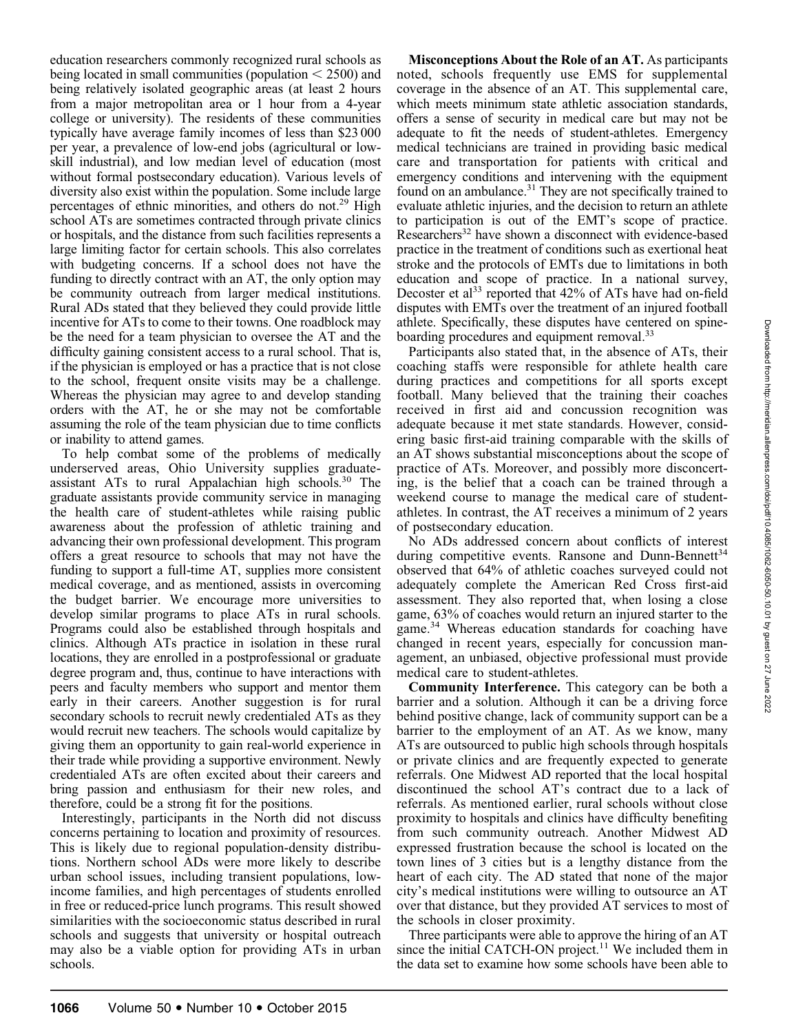education researchers commonly recognized rural schools as being located in small communities (population < 2500) and being relatively isolated geographic areas (at least 2 hours from a major metropolitan area or 1 hour from a 4-year college or university). The residents of these communities typically have average family incomes of less than $23 000 per year, a prevalence of low-end jobs (agricultural or low-skill industrial), and low median level of education (most without formal postsecondary education). Various levels of diversity also exist within the population. Some include large percentages of ethnic minorities, and others do not.[29] High school ATs are sometimes contracted through private clinics or hospitals, and the distance from such facilities represents a large limiting factor for certain schools. This also correlates with budgeting concerns. If a school does not have the funding to directly contract with an AT, the only option may be community outreach from larger medical institutions. Rural ADs stated that they believed they could provide little incentive for ATs to come to their towns. One roadblock may be the need for a team physician to oversee the AT and the difficulty gaining consistent access to a rural school. That is, if the physician is employed or has a practice that is not close to the school, frequent onsite visits may be a challenge. Whereas the physician may agree to and develop standing orders with the AT, he or she may not be comfortable assuming the role of the team physician due to time conflicts or inability to attend games.

To help combat some of the problems of medically underserved areas, Ohio University supplies graduate-assistant ATs to rural Appalachian high schools.[30] The graduate assistants provide community service in managing the health care of student-athletes while raising public awareness about the profession of athletic training and advancing their own professional development. This program offers a great resource to schools that may not have the funding to support a full-time AT, supplies more consistent medical coverage, and as mentioned, assists in overcoming the budget barrier. We encourage more universities to develop similar programs to place ATs in rural schools. Programs could also be established through hospitals and clinics. Although ATs practice in isolation in these rural locations, they are enrolled in a postprofessional or graduate degree program and, thus, continue to have interactions with peers and faculty members who support and mentor them early in their careers. Another suggestion is for rural secondary schools to recruit newly credentialed ATs as they would recruit new teachers. The schools would capitalize by giving them an opportunity to gain real-world experience in their trade while providing a supportive environment. Newly credentialed ATs are often excited about their careers and bring passion and enthusiasm for their new roles, and therefore, could be a strong fit for the positions.

Interestingly, participants in the North did not discuss concerns pertaining to location and proximity of resources. This is likely due to regional population-density distributions. Northern school ADs were more likely to describe urban school issues, including transient populations, low-income families, and high percentages of students enrolled in free or reduced-price lunch programs. This result showed similarities with the socioeconomic status described in rural schools and suggests that university or hospital outreach may also be a viable option for providing ATs in urban schools.

**Misconceptions About the Role of an AT.** As participants noted, schools frequently use EMS for supplemental coverage in the absence of an AT. This supplemental care, which meets minimum state athletic association standards, offers a sense of security in medical care but may not be adequate to fit the needs of student-athletes. Emergency medical technicians are trained in providing basic medical care and transportation for patients with critical and emergency conditions and intervening with the equipment found on an ambulance.[31] They are not specifically trained to evaluate athletic injuries, and the decision to return an athlete to participation is out of the EMT's scope of practice. Researchers[32] have shown a disconnect with evidence-based practice in the treatment of conditions such as exertional heat stroke and the protocols of EMTs due to limitations in both education and scope of practice. In a national survey, Decoster et al[33] reported that 42% of ATs have had on-field disputes with EMTs over the treatment of an injured football athlete. Specifically, these disputes have centered on spine-boarding procedures and equipment removal.[33]

Participants also stated that, in the absence of ATs, their coaching staffs were responsible for athlete health care during practices and competitions for all sports except football. Many believed that the training their coaches received in first aid and concussion recognition was adequate because it met state standards. However, considering basic first-aid training comparable with the skills of an AT shows substantial misconceptions about the scope of practice of ATs. Moreover, and possibly more disconcerting, is the belief that a coach can be trained through a weekend course to manage the medical care of student-athletes. In contrast, the AT receives a minimum of 2 years of postsecondary education.

No ADs addressed concern about conflicts of interest during competitive events. Ransone and Dunn-Bennett[34] observed that 64% of athletic coaches surveyed could not adequately complete the American Red Cross first-aid assessment. They also reported that, when losing a close game, 63% of coaches would return an injured starter to the game.[34] Whereas education standards for coaching have changed in recent years, especially for concussion management, an unbiased, objective professional must provide medical care to student-athletes.

**Community Interference.** This category can be both a barrier and a solution. Although it can be a driving force behind positive change, lack of community support can be a barrier to the employment of an AT. As we know, many ATs are outsourced to public high schools through hospitals or private clinics and are frequently expected to generate referrals. One Midwest AD reported that the local hospital discontinued the school AT's contract due to a lack of referrals. As mentioned earlier, rural schools without close proximity to hospitals and clinics have difficulty benefiting from such community outreach. Another Midwest AD expressed frustration because the school is located on the town lines of 3 cities but is a lengthy distance from the heart of each city. The AD stated that none of the major city's medical institutions were willing to outsource an AT over that distance, but they provided AT services to most of the schools in closer proximity.

Three participants were able to approve the hiring of an AT since the initial CATCH-ON project.[11] We included them in the data set to examine how some schools have been able to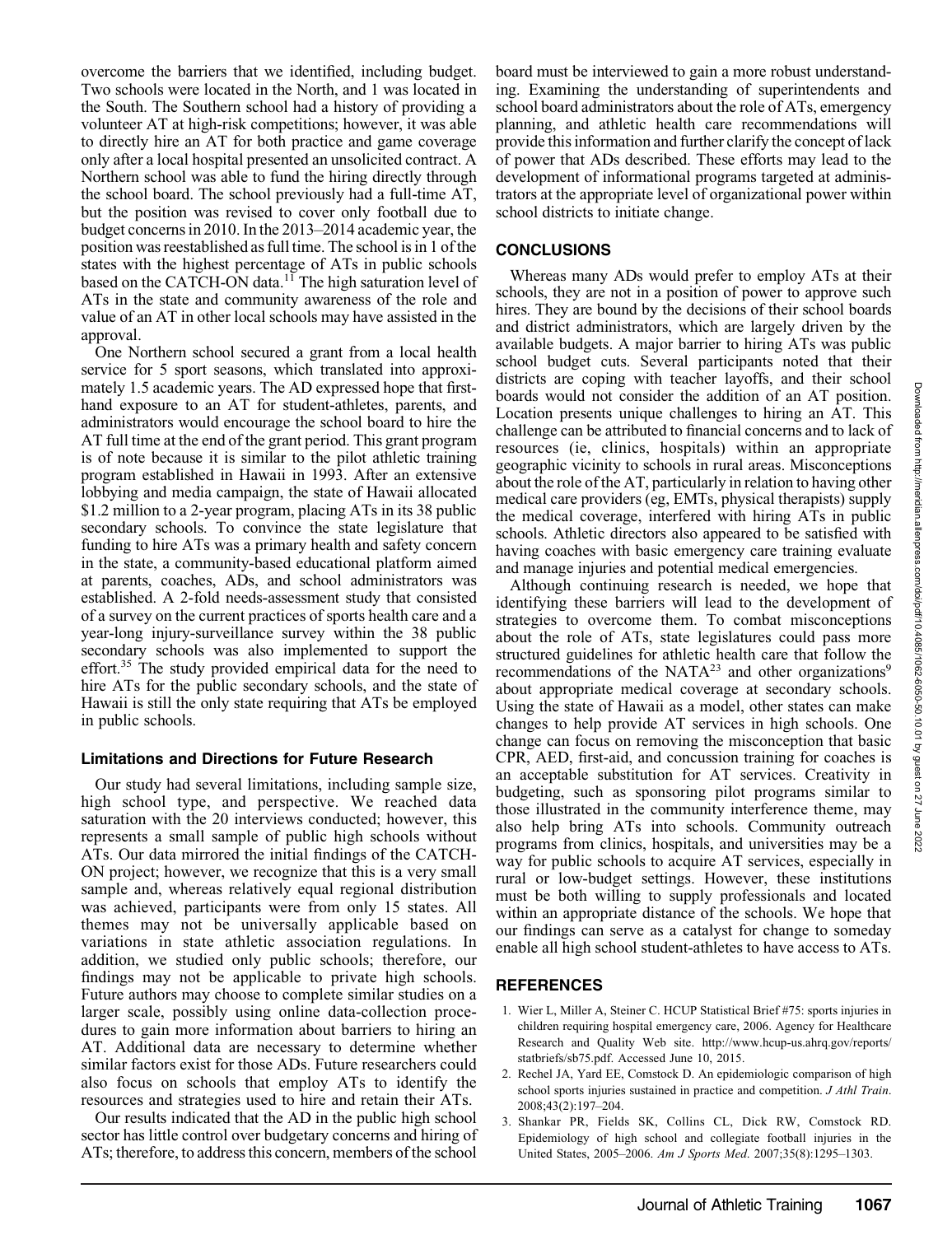overcome the barriers that we identified, including budget. Two schools were located in the North, and 1 was located in the South. The Southern school had a history of providing a volunteer AT at high-risk competitions; however, it was able to directly hire an AT for both practice and game coverage only after a local hospital presented an unsolicited contract. A Northern school was able to fund the hiring directly through the school board. The school previously had a full-time AT, but the position was revised to cover only football due to budget concerns in 2010. In the 2013–2014 academic year, the position was reestablished as full time. The school is in 1 of the states with the highest percentage of ATs in public schools based on the CATCH-ON data.[11] The high saturation level of ATs in the state and community awareness of the role and value of an AT in other local schools may have assisted in the approval.

One Northern school secured a grant from a local health service for 5 sport seasons, which translated into approximately 1.5 academic years. The AD expressed hope that first-hand exposure to an AT for student-athletes, parents, and administrators would encourage the school board to hire the AT full time at the end of the grant period. This grant program is of note because it is similar to the pilot athletic training program established in Hawaii in 1993. After an extensive lobbying and media campaign, the state of Hawaii allocated \$1.2 million to a 2-year program, placing ATs in its 38 public secondary schools. To convince the state legislature that funding to hire ATs was a primary health and safety concern in the state, a community-based educational platform aimed at parents, coaches, ADs, and school administrators was established. A 2-fold needs-assessment study that consisted of a survey on the current practices of sports health care and a year-long injury-surveillance survey within the 38 public secondary schools was also implemented to support the effort.[35] The study provided empirical data for the need to hire ATs for the public secondary schools, and the state of Hawaii is still the only state requiring that ATs be employed in public schools.

### Limitations and Directions for Future Research

Our study had several limitations, including sample size, high school type, and perspective. We reached data saturation with the 20 interviews conducted; however, this represents a small sample of public high schools without ATs. Our data mirrored the initial findings of the CATCH-ON project; however, we recognize that this is a very small sample and, whereas relatively equal regional distribution was achieved, participants were from only 15 states. All themes may not be universally applicable based on variations in state athletic association regulations. In addition, we studied only public schools; therefore, our findings may not be applicable to private high schools. Future authors may choose to complete similar studies on a larger scale, possibly using online data-collection procedures to gain more information about barriers to hiring an AT. Additional data are necessary to determine whether similar factors exist for those ADs. Future researchers could also focus on schools that employ ATs to identify the resources and strategies used to hire and retain their ATs.

Our results indicated that the AD in the public high school sector has little control over budgetary concerns and hiring of ATs; therefore, to address this concern, members of the school board must be interviewed to gain a more robust understanding. Examining the understanding of superintendents and school board administrators about the role of ATs, emergency planning, and athletic health care recommendations will provide this information and further clarify the concept of lack of power that ADs described. These efforts may lead to the development of informational programs targeted at administrators at the appropriate level of organizational power within school districts to initiate change.

## CONCLUSIONS

Whereas many ADs would prefer to employ ATs at their schools, they are not in a position of power to approve such hires. They are bound by the decisions of their school boards and district administrators, which are largely driven by the available budgets. A major barrier to hiring ATs was public school budget cuts. Several participants noted that their districts are coping with teacher layoffs, and their school boards would not consider the addition of an AT position. Location presents unique challenges to hiring an AT. This challenge can be attributed to financial concerns and to lack of resources (ie, clinics, hospitals) within an appropriate geographic vicinity to schools in rural areas. Misconceptions about the role of the AT, particularly in relation to having other medical care providers (eg, EMTs, physical therapists) supply the medical coverage, interfered with hiring ATs in public schools. Athletic directors also appeared to be satisfied with having coaches with basic emergency care training evaluate and manage injuries and potential medical emergencies.

Although continuing research is needed, we hope that identifying these barriers will lead to the development of strategies to overcome them. To combat misconceptions about the role of ATs, state legislatures could pass more structured guidelines for athletic health care that follow the recommendations of the NATA[23] and other organizations[9] about appropriate medical coverage at secondary schools. Using the state of Hawaii as a model, other states can make changes to help provide AT services in high schools. One change can focus on removing the misconception that basic CPR, AED, first-aid, and concussion training for coaches is an acceptable substitution for AT services. Creativity in budgeting, such as sponsoring pilot programs similar to those illustrated in the community interference theme, may also help bring ATs into schools. Community outreach programs from clinics, hospitals, and universities may be a way for public schools to acquire AT services, especially in rural or low-budget settings. However, these institutions must be both willing to supply professionals and located within an appropriate distance of the schools. We hope that our findings can serve as a catalyst for change to someday enable all high school student-athletes to have access to ATs.

## REFERENCES

1. Wier L, Miller A, Steiner C. HCUP Statistical Brief #75: sports injuries in children requiring hospital emergency care, 2006. Agency for Healthcare Research and Quality Web site. http://www.hcup-us.ahrq.gov/reports/statbriefs/sb75.pdf. Accessed June 10, 2015.
2. Rechel JA, Yard EE, Comstock D. An epidemiologic comparison of high school sports injuries sustained in practice and competition. *J Athl Train*. 2008;43(2):197–204.
3. Shankar PR, Fields SK, Collins CL, Dick RW, Comstock RD. Epidemiology of high school and collegiate football injuries in the United States, 2005–2006. *Am J Sports Med*. 2007;35(8):1295–1303.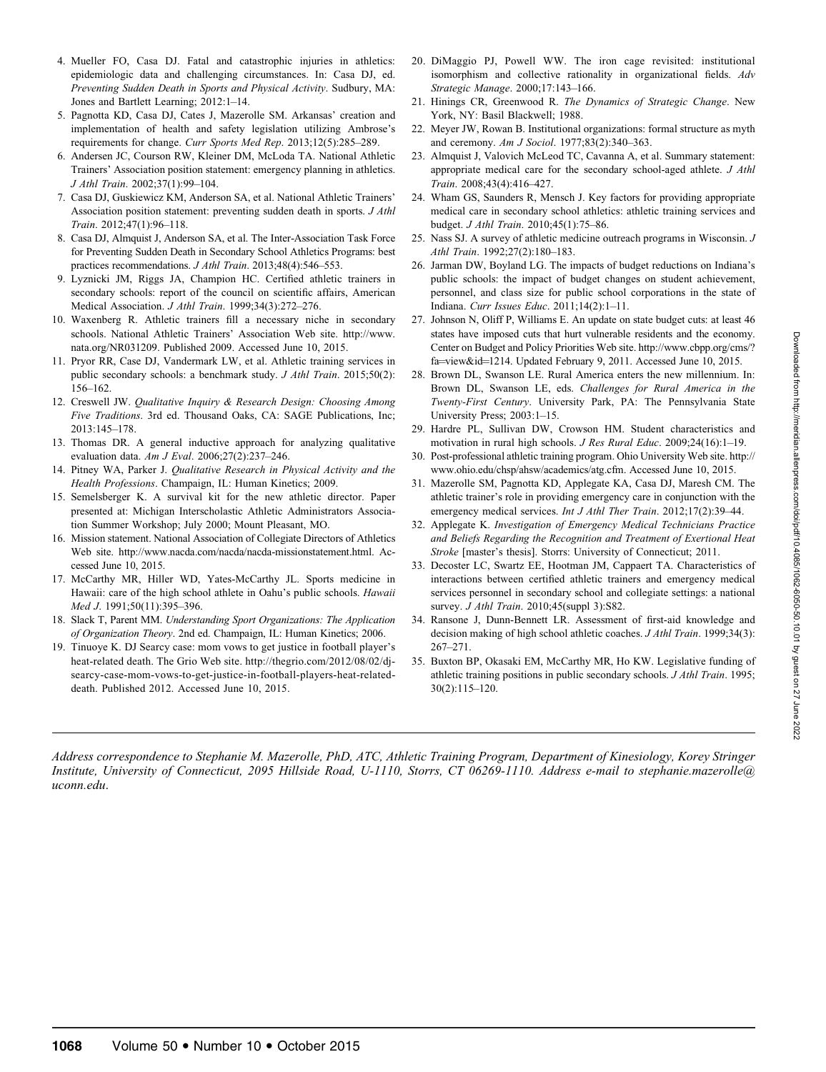4. Mueller FO, Casa DJ. Fatal and catastrophic injuries in athletics: epidemiologic data and challenging circumstances. In: Casa DJ, ed. *Preventing Sudden Death in Sports and Physical Activity*. Sudbury, MA: Jones and Bartlett Learning; 2012:1–14.
5. Pagnotta KD, Casa DJ, Cates J, Mazerolle SM. Arkansas' creation and implementation of health and safety legislation utilizing Ambrose's requirements for change. *Curr Sports Med Rep*. 2013;12(5):285–289.
6. Andersen JC, Courson RW, Kleiner DM, McLoda TA. National Athletic Trainers' Association position statement: emergency planning in athletics. *J Athl Train*. 2002;37(1):99–104.
7. Casa DJ, Guskiewicz KM, Anderson SA, et al. National Athletic Trainers' Association position statement: preventing sudden death in sports. *J Athl Train*. 2012;47(1):96–118.
8. Casa DJ, Almquist J, Anderson SA, et al. The Inter-Association Task Force for Preventing Sudden Death in Secondary School Athletics Programs: best practices recommendations. *J Athl Train*. 2013;48(4):546–553.
9. Lyznicki JM, Riggs JA, Champion HC. Certified athletic trainers in secondary schools: report of the council on scientific affairs, American Medical Association. *J Athl Train*. 1999;34(3):272–276.
10. Waxenberg R. Athletic trainers fill a necessary niche in secondary schools. National Athletic Trainers' Association Web site. http://www.nata.org/NR031209. Published 2009. Accessed June 10, 2015.
11. Pryor RR, Case DJ, Vandermark LW, et al. Athletic training services in public secondary schools: a benchmark study. *J Athl Train*. 2015;50(2):156–162.
12. Creswell JW. *Qualitative Inquiry & Research Design: Choosing Among Five Traditions*. 3rd ed. Thousand Oaks, CA: SAGE Publications, Inc; 2013:145–178.
13. Thomas DR. A general inductive approach for analyzing qualitative evaluation data. *Am J Eval*. 2006;27(2):237–246.
14. Pitney WA, Parker J. *Qualitative Research in Physical Activity and the Health Professions*. Champaign, IL: Human Kinetics; 2009.
15. Semelsberger K. A survival kit for the new athletic director. Paper presented at: Michigan Interscholastic Athletic Administrators Association Summer Workshop; July 2000; Mount Pleasant, MO.
16. Mission statement. National Association of Collegiate Directors of Athletics Web site. http://www.nacda.com/nacda/nacda-missionstatement.html. Accessed June 10, 2015.
17. McCarthy MR, Hiller WD, Yates-McCarthy JL. Sports medicine in Hawaii: care of the high school athlete in Oahu's public schools. *Hawaii Med J*. 1991;50(11):395–396.
18. Slack T, Parent MM. *Understanding Sport Organizations: The Application of Organization Theory*. 2nd ed. Champaign, IL: Human Kinetics; 2006.
19. Tinuoye K. DJ Searcy case: mom vows to get justice in football player's heat-related death. The Grio Web site. http://thegrio.com/2012/08/02/dj-searcy-case-mom-vows-to-get-justice-in-football-players-heat-related-death. Published 2012. Accessed June 10, 2015.
20. DiMaggio PJ, Powell WW. The iron cage revisited: institutional isomorphism and collective rationality in organizational fields. *Adv Strategic Manage*. 2000;17:143–166.
21. Hinings CR, Greenwood R. *The Dynamics of Strategic Change*. New York, NY: Basil Blackwell; 1988.
22. Meyer JW, Rowan B. Institutional organizations: formal structure as myth and ceremony. *Am J Sociol*. 1977;83(2):340–363.
23. Almquist J, Valovich McLeod TC, Cavanna A, et al. Summary statement: appropriate medical care for the secondary school-aged athlete. *J Athl Train*. 2008;43(4):416–427.
24. Wham GS, Saunders R, Mensch J. Key factors for providing appropriate medical care in secondary school athletics: athletic training services and budget. *J Athl Train*. 2010;45(1):75–86.
25. Nass SJ. A survey of athletic medicine outreach programs in Wisconsin. *J Athl Train*. 1992;27(2):180–183.
26. Jarman DW, Boyland LG. The impacts of budget reductions on Indiana's public schools: the impact of budget changes on student achievement, personnel, and class size for public school corporations in the state of Indiana. *Curr Issues Educ*. 2011;14(2):1–11.
27. Johnson N, Oliff P, Williams E. An update on state budget cuts: at least 46 states have imposed cuts that hurt vulnerable residents and the economy. Center on Budget and Policy Priorities Web site. http://www.cbpp.org/cms/?fa=view&id=1214. Updated February 9, 2011. Accessed June 10, 2015.
28. Brown DL, Swanson LE. Rural America enters the new millennium. In: Brown DL, Swanson LE, eds. *Challenges for Rural America in the Twenty-First Century*. University Park, PA: The Pennsylvania State University Press; 2003:1–15.
29. Hardre PL, Sullivan DW, Crowson HM. Student characteristics and motivation in rural high schools. *J Res Rural Educ*. 2009;24(16):1–19.
30. Post-professional athletic training program. Ohio University Web site. http://www.ohio.edu/chsp/ahsw/academics/atg.cfm. Accessed June 10, 2015.
31. Mazerolle SM, Pagnotta KD, Applegate KA, Casa DJ, Maresh CM. The athletic trainer's role in providing emergency care in conjunction with the emergency medical services. *Int J Athl Ther Train*. 2012;17(2):39–44.
32. Applegate K. *Investigation of Emergency Medical Technicians Practice and Beliefs Regarding the Recognition and Treatment of Exertional Heat Stroke* [master's thesis]. Storrs: University of Connecticut; 2011.
33. Decoster LC, Swartz EE, Hootman JM, Cappaert TA. Characteristics of interactions between certified athletic trainers and emergency medical services personnel in secondary school and collegiate settings: a national survey. *J Athl Train*. 2010;45(suppl 3):S82.
34. Ransone J, Dunn-Bennett LR. Assessment of first-aid knowledge and decision making of high school athletic coaches. *J Athl Train*. 1999;34(3):267–271.
35. Buxton BP, Okasaki EM, McCarthy MR, Ho KW. Legislative funding of athletic training positions in public secondary schools. *J Athl Train*. 1995;30(2):115–120.

*Address correspondence to Stephanie M. Mazerolle, PhD, ATC, Athletic Training Program, Department of Kinesiology, Korey Stringer Institute, University of Connecticut, 2095 Hillside Road, U-1110, Storrs, CT 06269-1110. Address e-mail to stephanie.mazerolle@uconn.edu.*